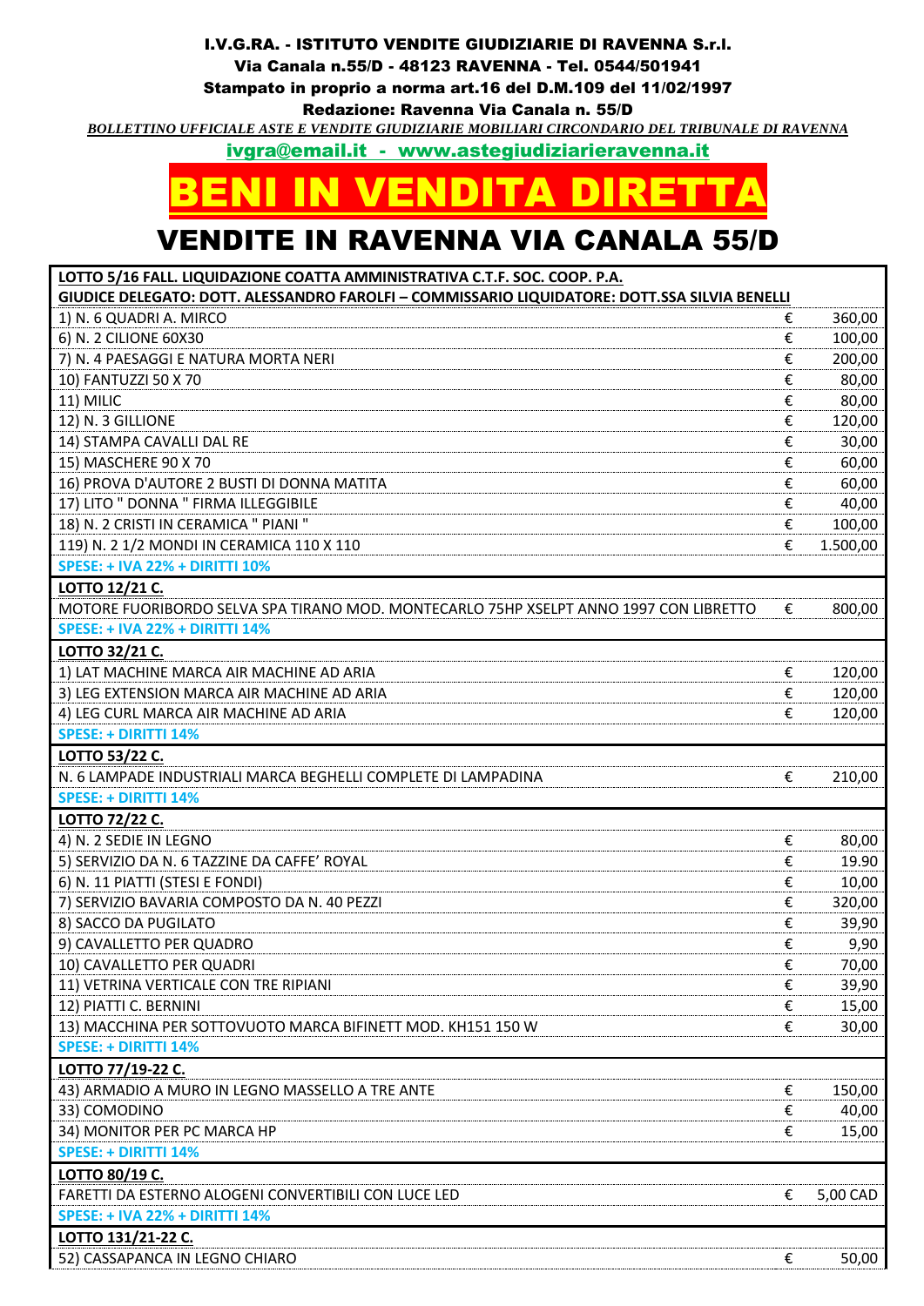I.V.G.RA. - ISTITUTO VENDITE GIUDIZIARIE DI RAVENNA S.r.l.

Via Canala n.55/D - 48123 RAVENNA - Tel. 0544/501941

Stampato in proprio a norma art.16 del D.M.109 del 11/02/1997

Redazione: Ravenna Via Canala n. 55/D

*BOLLETTINO UFFICIALE ASTE E VENDITE GIUDIZIARIE MOBILIARI CIRCONDARIO DEL TRIBUNALE DI RAVENNA*

ivgra@email.it - www.astegiudiziarieravenna.it

# BENI IN VENDITA DIRETTA

## VENDITE IN RAVENNA VIA CANALA 55/D

| | | |
|---|---|---|
| **LOTTO 5/16 FALL. LIQUIDAZIONE COATTA AMMINISTRATIVA C.T.F. SOC. COOP. P.A.** | | |
| **GIUDICE DELEGATO: DOTT. ALESSANDRO FAROLFI – COMMISSARIO LIQUIDATORE: DOTT.SSA SILVIA BENELLI** | | |
| 1) N. 6 QUADRI A. MIRCO | € | 360,00 |
| 6) N. 2 CILIONE 60X30 | € | 100,00 |
| 7) N. 4 PAESAGGI E NATURA MORTA NERI | € | 200,00 |
| 10) FANTUZZI 50 X 70 | € | 80,00 |
| 11) MILIC | € | 80,00 |
| 12) N. 3 GILLIONE | € | 120,00 |
| 14) STAMPA CAVALLI DAL RE | € | 30,00 |
| 15) MASCHERE 90 X 70 | € | 60,00 |
| 16) PROVA D'AUTORE 2 BUSTI DI DONNA MATITA | € | 60,00 |
| 17) LITO " DONNA " FIRMA ILLEGGIBILE | € | 40,00 |
| 18) N. 2 CRISTI IN CERAMICA " PIANI " | € | 100,00 |
| 119) N. 2 1/2 MONDI IN CERAMICA 110 X 110 | € | 1.500,00 |
| **SPESE: + IVA 22% + DIRITTI 10%** | | |
| **LOTTO 12/21 C.** | | |
| MOTORE FUORIBORDO SELVA SPA TIRANO MOD. MONTECARLO 75HP XSELPT ANNO 1997 CON LIBRETTO | € | 800,00 |
| **SPESE: + IVA 22% + DIRITTI 14%** | | |
| **LOTTO 32/21 C.** | | |
| 1) LAT MACHINE MARCA AIR MACHINE AD ARIA | € | 120,00 |
| 3) LEG EXTENSION MARCA AIR MACHINE AD ARIA | € | 120,00 |
| 4) LEG CURL MARCA AIR MACHINE AD ARIA | € | 120,00 |
| **SPESE: + DIRITTI 14%** | | |
| **LOTTO 53/22 C.** | | |
| N. 6 LAMPADE INDUSTRIALI MARCA BEGHELLI COMPLETE DI LAMPADINA | € | 210,00 |
| **SPESE: + DIRITTI 14%** | | |
| **LOTTO 72/22 C.** | | |
| 4) N. 2 SEDIE IN LEGNO | € | 80,00 |
| 5) SERVIZIO DA N. 6 TAZZINE DA CAFFE' ROYAL | € | 19.90 |
| 6) N. 11 PIATTI (STESI E FONDI) | € | 10,00 |
| 7) SERVIZIO BAVARIA COMPOSTO DA N. 40 PEZZI | € | 320,00 |
| 8) SACCO DA PUGILATO | € | 39,90 |
| 9) CAVALLETTO PER QUADRO | € | 9,90 |
| 10) CAVALLETTO PER QUADRI | € | 70,00 |
| 11) VETRINA VERTICALE CON TRE RIPIANI | € | 39,90 |
| 12) PIATTI C. BERNINI | € | 15,00 |
| 13) MACCHINA PER SOTTOVUOTO MARCA BIFINETT MOD. KH151 150 W | € | 30,00 |
| **SPESE: + DIRITTI 14%** | | |
| **LOTTO 77/19-22 C.** | | |
| 43) ARMADIO A MURO IN LEGNO MASSELLO A TRE ANTE | € | 150,00 |
| 33) COMODINO | € | 40,00 |
| 34) MONITOR PER PC MARCA HP | € | 15,00 |
| **SPESE: + DIRITTI 14%** | | |
| **LOTTO 80/19 C.** | | |
| FARETTI DA ESTERNO ALOGENI CONVERTIBILI CON LUCE LED | € | 5,00 CAD |
| **SPESE: + IVA 22% + DIRITTI 14%** | | |
| **LOTTO 131/21-22 C.** | | |
| 52) CASSAPANCA IN LEGNO CHIARO | € | 50,00 |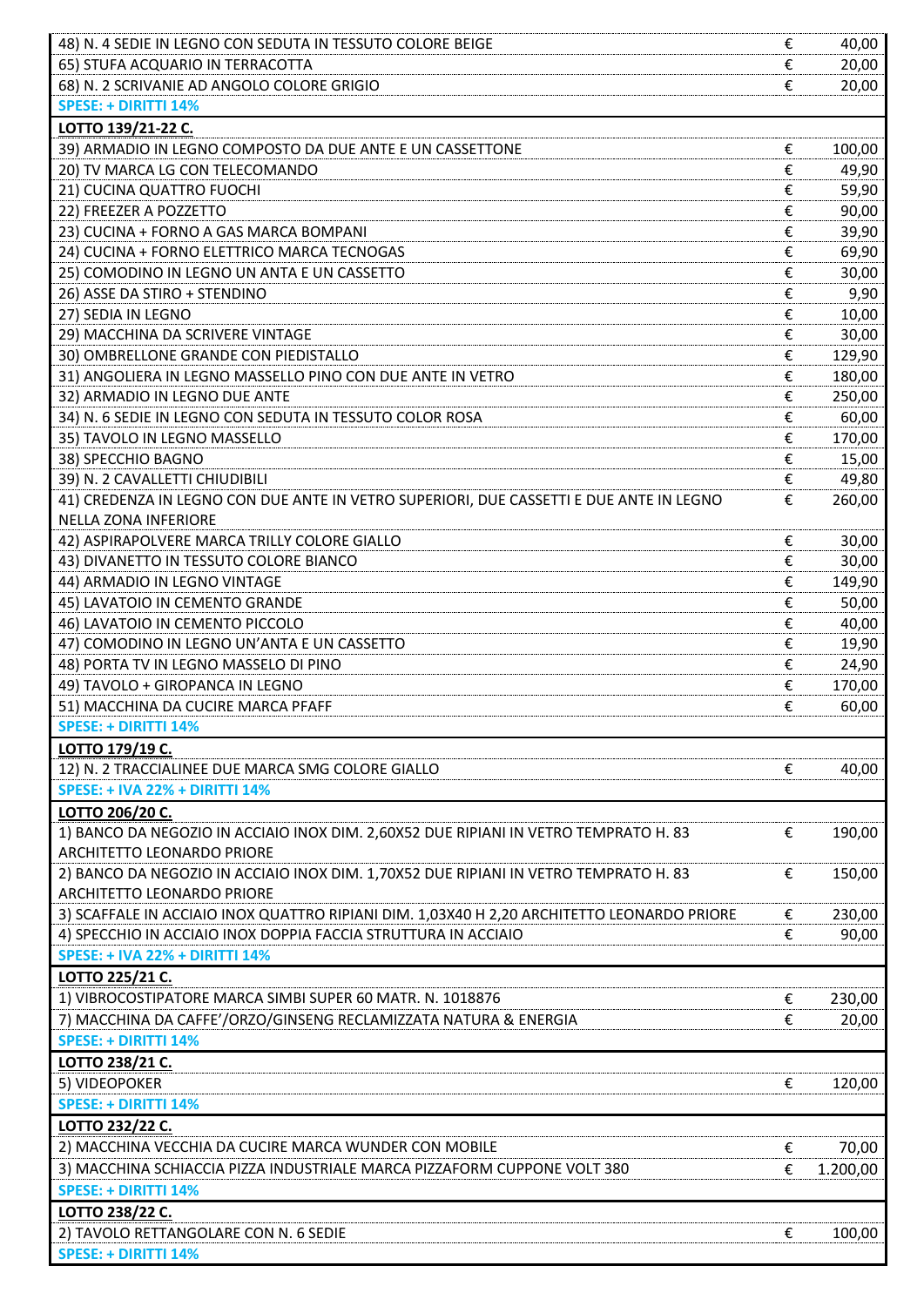| | | |
|---|---|---|
| 48) N. 4 SEDIE IN LEGNO CON SEDUTA IN TESSUTO COLORE BEIGE | € | 40,00 |
| 65) STUFA ACQUARIO IN TERRACOTTA | € | 20,00 |
| 68) N. 2 SCRIVANIE AD ANGOLO COLORE GRIGIO | € | 20,00 |
| **SPESE: + DIRITTI 14%** | | |
| **LOTTO 139/21-22 C.** | | |
| 39) ARMADIO IN LEGNO COMPOSTO DA DUE ANTE E UN CASSETTONE | € | 100,00 |
| 20) TV MARCA LG CON TELECOMANDO | € | 49,90 |
| 21) CUCINA QUATTRO FUOCHI | € | 59,90 |
| 22) FREEZER A POZZETTO | € | 90,00 |
| 23) CUCINA + FORNO A GAS MARCA BOMPANI | € | 39,90 |
| 24) CUCINA + FORNO ELETTRICO MARCA TECNOGAS | € | 69,90 |
| 25) COMODINO IN LEGNO UN ANTA E UN CASSETTO | € | 30,00 |
| 26) ASSE DA STIRO + STENDINO | € | 9,90 |
| 27) SEDIA IN LEGNO | € | 10,00 |
| 29) MACCHINA DA SCRIVERE VINTAGE | € | 30,00 |
| 30) OMBRELLONE GRANDE CON PIEDISTALLO | € | 129,90 |
| 31) ANGOLIERA IN LEGNO MASSELLO PINO CON DUE ANTE IN VETRO | € | 180,00 |
| 32) ARMADIO IN LEGNO DUE ANTE | € | 250,00 |
| 34) N. 6 SEDIE IN LEGNO CON SEDUTA IN TESSUTO COLOR ROSA | € | 60,00 |
| 35) TAVOLO IN LEGNO MASSELLO | € | 170,00 |
| 38) SPECCHIO BAGNO | € | 15,00 |
| 39) N. 2 CAVALLETTI CHIUDIBILI | € | 49,80 |
| 41) CREDENZA IN LEGNO CON DUE ANTE IN VETRO SUPERIORI, DUE CASSETTI E DUE ANTE IN LEGNO NELLA ZONA INFERIORE | € | 260,00 |
| 42) ASPIRAPOLVERE MARCA TRILLY COLORE GIALLO | € | 30,00 |
| 43) DIVANETTO IN TESSUTO COLORE BIANCO | € | 30,00 |
| 44) ARMADIO IN LEGNO VINTAGE | € | 149,90 |
| 45) LAVATOIO IN CEMENTO GRANDE | € | 50,00 |
| 46) LAVATOIO IN CEMENTO PICCOLO | € | 40,00 |
| 47) COMODINO IN LEGNO UN'ANTA E UN CASSETTO | € | 19,90 |
| 48) PORTA TV IN LEGNO MASSELO DI PINO | € | 24,90 |
| 49) TAVOLO + GIROPANCA IN LEGNO | € | 170,00 |
| 51) MACCHINA DA CUCIRE MARCA PFAFF | € | 60,00 |
| **SPESE: + DIRITTI 14%** | | |
| **LOTTO 179/19 C.** | | |
| 12) N. 2 TRACCIALINEE DUE MARCA SMG COLORE GIALLO | € | 40,00 |
| **SPESE: + IVA 22% + DIRITTI 14%** | | |
| **LOTTO 206/20 C.** | | |
| 1) BANCO DA NEGOZIO IN ACCIAIO INOX DIM. 2,60X52 DUE RIPIANI IN VETRO TEMPRATO H. 83 ARCHITETTO LEONARDO PRIORE | € | 190,00 |
| 2) BANCO DA NEGOZIO IN ACCIAIO INOX DIM. 1,70X52 DUE RIPIANI IN VETRO TEMPRATO H. 83 ARCHITETTO LEONARDO PRIORE | € | 150,00 |
| 3) SCAFFALE IN ACCIAIO INOX QUATTRO RIPIANI DIM. 1,03X40 H 2,20 ARCHITETTO LEONARDO PRIORE | € | 230,00 |
| 4) SPECCHIO IN ACCIAIO INOX DOPPIA FACCIA STRUTTURA IN ACCIAIO | € | 90,00 |
| **SPESE: + IVA 22% + DIRITTI 14%** | | |
| **LOTTO 225/21 C.** | | |
| 1) VIBROCOSTIPATORE MARCA SIMBI SUPER 60 MATR. N. 1018876 | € | 230,00 |
| 7) MACCHINA DA CAFFE'/ORZO/GINSENG RECLAMIZZATA NATURA & ENERGIA | € | 20,00 |
| **SPESE: + DIRITTI 14%** | | |
| **LOTTO 238/21 C.** | | |
| 5) VIDEOPOKER | € | 120,00 |
| **SPESE: + DIRITTI 14%** | | |
| **LOTTO 232/22 C.** | | |
| 2) MACCHINA VECCHIA DA CUCIRE MARCA WUNDER CON MOBILE | € | 70,00 |
| 3) MACCHINA SCHIACCIA PIZZA INDUSTRIALE MARCA PIZZAFORM CUPPONE VOLT 380 | € | 1.200,00 |
| **SPESE: + DIRITTI 14%** | | |
| **LOTTO 238/22 C.** | | |
| 2) TAVOLO RETTANGOLARE CON N. 6 SEDIE | € | 100,00 |
| **SPESE: + DIRITTI 14%** | | |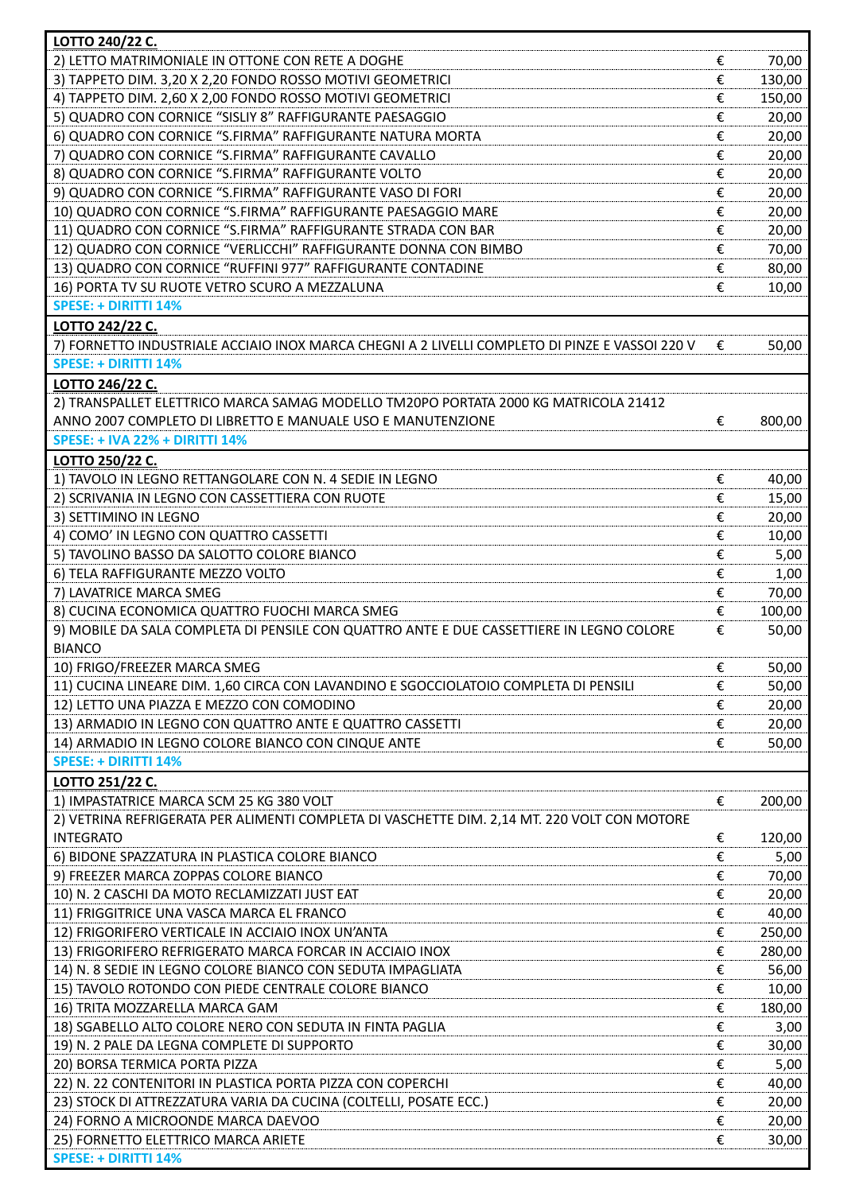| LOTTO 240/22 C. | | |
|---|---|---|
| 2) LETTO MATRIMONIALE IN OTTONE CON RETE A DOGHE | € | 70,00 |
| 3) TAPPETO DIM. 3,20 X 2,20 FONDO ROSSO MOTIVI GEOMETRICI | € | 130,00 |
| 4) TAPPETO DIM. 2,60 X 2,00 FONDO ROSSO MOTIVI GEOMETRICI | € | 150,00 |
| 5) QUADRO CON CORNICE "SISLIY 8" RAFFIGURANTE PAESAGGIO | € | 20,00 |
| 6) QUADRO CON CORNICE "S.FIRMA" RAFFIGURANTE NATURA MORTA | € | 20,00 |
| 7) QUADRO CON CORNICE "S.FIRMA" RAFFIGURANTE CAVALLO | € | 20,00 |
| 8) QUADRO CON CORNICE "S.FIRMA" RAFFIGURANTE VOLTO | € | 20,00 |
| 9) QUADRO CON CORNICE "S.FIRMA" RAFFIGURANTE VASO DI FORI | € | 20,00 |
| 10) QUADRO CON CORNICE "S.FIRMA" RAFFIGURANTE PAESAGGIO MARE | € | 20,00 |
| 11) QUADRO CON CORNICE "S.FIRMA" RAFFIGURANTE STRADA CON BAR | € | 20,00 |
| 12) QUADRO CON CORNICE "VERLICCHI" RAFFIGURANTE DONNA CON BIMBO | € | 70,00 |
| 13) QUADRO CON CORNICE "RUFFINI 977" RAFFIGURANTE CONTADINE | € | 80,00 |
| 16) PORTA TV SU RUOTE VETRO SCURO A MEZZALUNA | € | 10,00 |
| SPESE: + DIRITTI 14% | | |
| **LOTTO 242/22 C.** | | |
| 7) FORNETTO INDUSTRIALE ACCIAIO INOX MARCA CHEGNI A 2 LIVELLI COMPLETO DI PINZE E VASSOI 220 V | € | 50,00 |
| SPESE: + DIRITTI 14% | | |
| **LOTTO 246/22 C.** | | |
| 2) TRANSPALLET ELETTRICO MARCA SAMAG MODELLO TM20PO PORTATA 2000 KG MATRICOLA 21412 ANNO 2007 COMPLETO DI LIBRETTO E MANUALE USO E MANUTENZIONE | € | 800,00 |
| SPESE: + IVA 22% + DIRITTI 14% | | |
| **LOTTO 250/22 C.** | | |
| 1) TAVOLO IN LEGNO RETTANGOLARE CON N. 4 SEDIE IN LEGNO | € | 40,00 |
| 2) SCRIVANIA IN LEGNO CON CASSETTIERA CON RUOTE | € | 15,00 |
| 3) SETTIMINO IN LEGNO | € | 20,00 |
| 4) COMO' IN LEGNO CON QUATTRO CASSETTI | € | 10,00 |
| 5) TAVOLINO BASSO DA SALOTTO COLORE BIANCO | € | 5,00 |
| 6) TELA RAFFIGURANTE MEZZO VOLTO | € | 1,00 |
| 7) LAVATRICE MARCA SMEG | € | 70,00 |
| 8) CUCINA ECONOMICA QUATTRO FUOCHI MARCA SMEG | € | 100,00 |
| 9) MOBILE DA SALA COMPLETA DI PENSILE CON QUATTRO ANTE E DUE CASSETTIERE IN LEGNO COLORE BIANCO | € | 50,00 |
| 10) FRIGO/FREEZER MARCA SMEG | € | 50,00 |
| 11) CUCINA LINEARE DIM. 1,60 CIRCA CON LAVANDINO E SGOCCIOLATOIO COMPLETA DI PENSILI | € | 50,00 |
| 12) LETTO UNA PIAZZA E MEZZO CON COMODINO | € | 20,00 |
| 13) ARMADIO IN LEGNO CON QUATTRO ANTE E QUATTRO CASSETTI | € | 20,00 |
| 14) ARMADIO IN LEGNO COLORE BIANCO CON CINQUE ANTE | € | 50,00 |
| SPESE: + DIRITTI 14% | | |
| **LOTTO 251/22 C.** | | |
| 1) IMPASTATRICE MARCA SCM 25 KG 380 VOLT | € | 200,00 |
| 2) VETRINA REFRIGERATA PER ALIMENTI COMPLETA DI VASCHETTE DIM. 2,14 MT. 220 VOLT CON MOTORE INTEGRATO | € | 120,00 |
| 6) BIDONE SPAZZATURA IN PLASTICA COLORE BIANCO | € | 5,00 |
| 9) FREEZER MARCA ZOPPAS COLORE BIANCO | € | 70,00 |
| 10) N. 2 CASCHI DA MOTO RECLAMIZZATI JUST EAT | € | 20,00 |
| 11) FRIGGITRICE UNA VASCA MARCA EL FRANCO | € | 40,00 |
| 12) FRIGORIFERO VERTICALE IN ACCIAIO INOX UN'ANTA | € | 250,00 |
| 13) FRIGORIFERO REFRIGERATO MARCA FORCAR IN ACCIAIO INOX | € | 280,00 |
| 14) N. 8 SEDIE IN LEGNO COLORE BIANCO CON SEDUTA IMPAGLIATA | € | 56,00 |
| 15) TAVOLO ROTONDO CON PIEDE CENTRALE COLORE BIANCO | € | 10,00 |
| 16) TRITA MOZZARELLA MARCA GAM | € | 180,00 |
| 18) SGABELLO ALTO COLORE NERO CON SEDUTA IN FINTA PAGLIA | € | 3,00 |
| 19) N. 2 PALE DA LEGNA COMPLETE DI SUPPORTO | € | 30,00 |
| 20) BORSA TERMICA PORTA PIZZA | € | 5,00 |
| 22) N. 22 CONTENITORI IN PLASTICA PORTA PIZZA CON COPERCHI | € | 40,00 |
| 23) STOCK DI ATTREZZATURA VARIA DA CUCINA (COLTELLI, POSATE ECC.) | € | 20,00 |
| 24) FORNO A MICROONDE MARCA DAEVOO | € | 20,00 |
| 25) FORNETTO ELETTRICO MARCA ARIETE | € | 30,00 |
| SPESE: + DIRITTI 14% | | |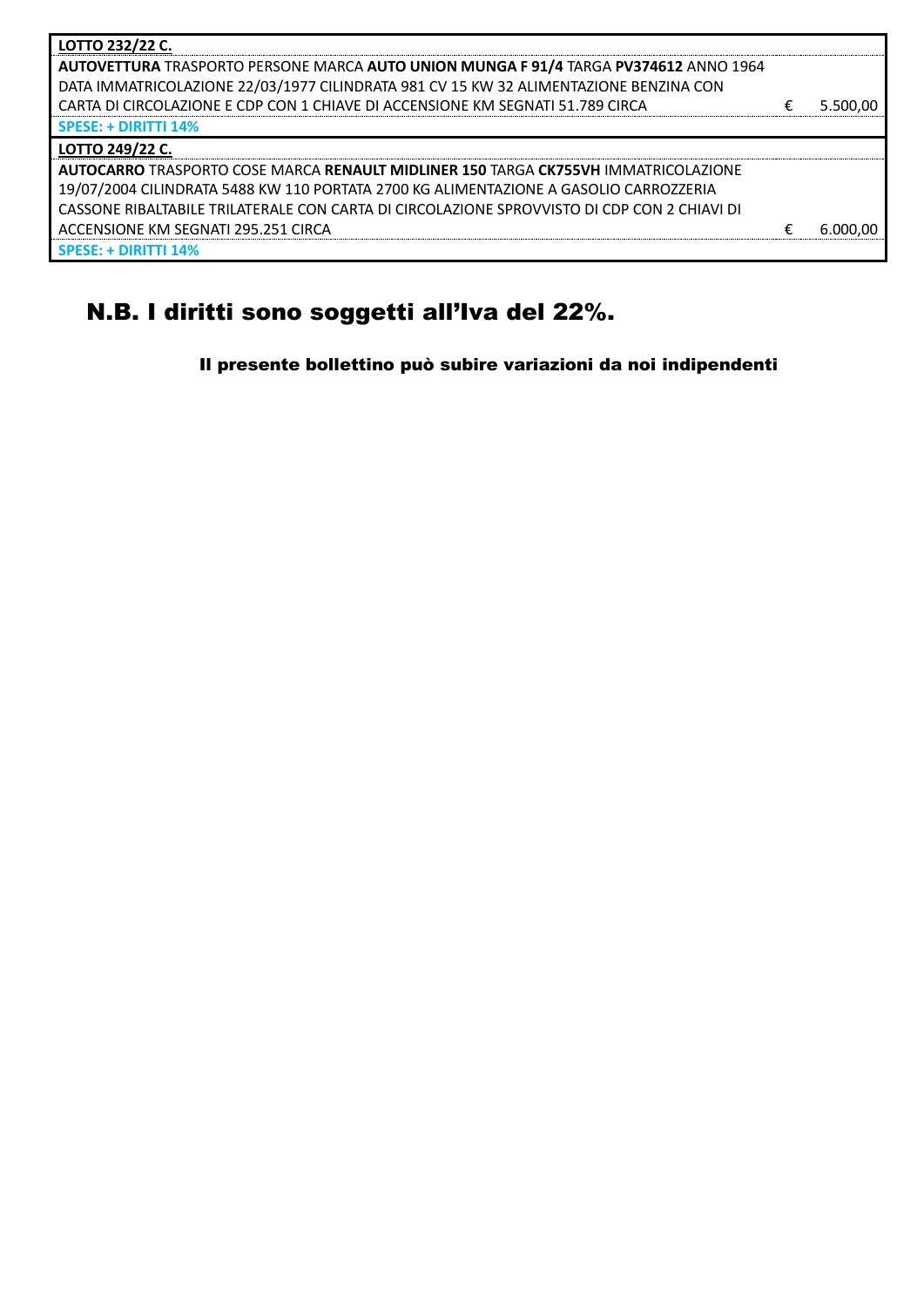| | | |
|---|---|---|
| **LOTTO 232/22 C.** | | |
| **AUTOVETTURA** TRASPORTO PERSONE MARCA **AUTO UNION MUNGA F 91/4** TARGA **PV374612** ANNO 1964 DATA IMMATRICOLAZIONE 22/03/1977 CILINDRATA 981 CV 15 KW 32 ALIMENTAZIONE BENZINA CON CARTA DI CIRCOLAZIONE E CDP CON 1 CHIAVE DI ACCENSIONE KM SEGNATI 51.789 CIRCA | € | 5.500,00 |
| **SPESE: + DIRITTI 14%** | | |
| **LOTTO 249/22 C.** | | |
| **AUTOCARRO** TRASPORTO COSE MARCA **RENAULT MIDLINER 150** TARGA **CK755VH** IMMATRICOLAZIONE 19/07/2004 CILINDRATA 5488 KW 110 PORTATA 2700 KG ALIMENTAZIONE A GASOLIO CARROZZERIA CASSONE RIBALTABILE TRILATERALE CON CARTA DI CIRCOLAZIONE SPROVVISTO DI CDP CON 2 CHIAVI DI ACCENSIONE KM SEGNATI 295.251 CIRCA | € | 6.000,00 |
| **SPESE: + DIRITTI 14%** | | |

## N.B. I diritti sono soggetti all'Iva del 22%.

**Il presente bollettino può subire variazioni da noi indipendenti**